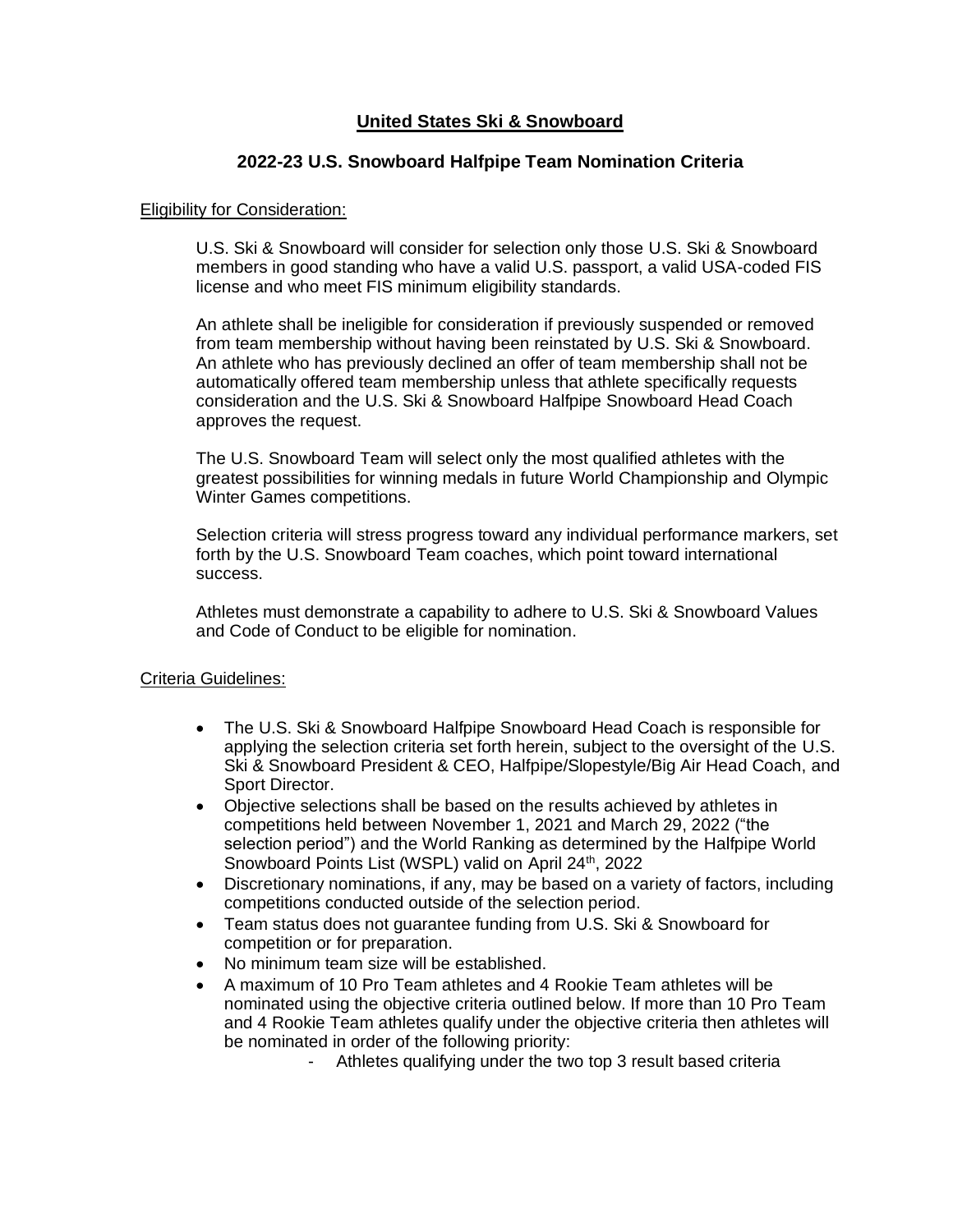# United States Ski & Snowboard

## 2022-23 U.S. Snowboard Halfpipe Team Nomination Criteria

Eligibility for Consideration:

U.S. Ski & Snowboard will consider for selection only those U.S. Ski & Snowboard members in good standing who have a valid U.S. passport, a valid USA-coded FIS license and who meet FIS minimum eligibility standards.

An athlete shall be ineligible for consideration if previously suspended or removed from team membership without having been reinstated by U.S. Ski & Snowboard. An athlete who has previously declined an offer of team membership shall not be automatically offered team membership unless that athlete specifically requests consideration and the U.S. Ski & Snowboard Halfpipe Snowboard Head Coach approves the request.

The U.S. Snowboard Team will select only the most qualified athletes with the greatest possibilities for winning medals in future World Championship and Olympic Winter Games competitions.

Selection criteria will stress progress toward any individual performance markers, set forth by the U.S. Snowboard Team coaches, which point toward international success.

Athletes must demonstrate a capability to adhere to U.S. Ski & Snowboard Values and Code of Conduct to be eligible for nomination.

Criteria Guidelines:

- The U.S. Ski & Snowboard Halfpipe Snowboard Head Coach is responsible for applying the selection criteria set forth herein, subject to the oversight of the U.S. Ski & Snowboard President & CEO, Halfpipe/Slopestyle/Big Air Head Coach, and Sport Director.
- Objective selections shall be based on the results achieved by athletes in competitions held between November 1, 2021 and March 29, 2022 ("the selection period") and the World Ranking as determined by the Halfpipe World Snowboard Points List (WSPL) valid on April 24th, 2022
- Discretionary nominations, if any, may be based on a variety of factors, including competitions conducted outside of the selection period.
- Team status does not guarantee funding from U.S. Ski & Snowboard for competition or for preparation.
- No minimum team size will be established.
- A maximum of 10 Pro Team athletes and 4 Rookie Team athletes will be nominated using the objective criteria outlined below. If more than 10 Pro Team and 4 Rookie Team athletes qualify under the objective criteria then athletes will be nominated in order of the following priority:
    - Athletes qualifying under the two top 3 result based criteria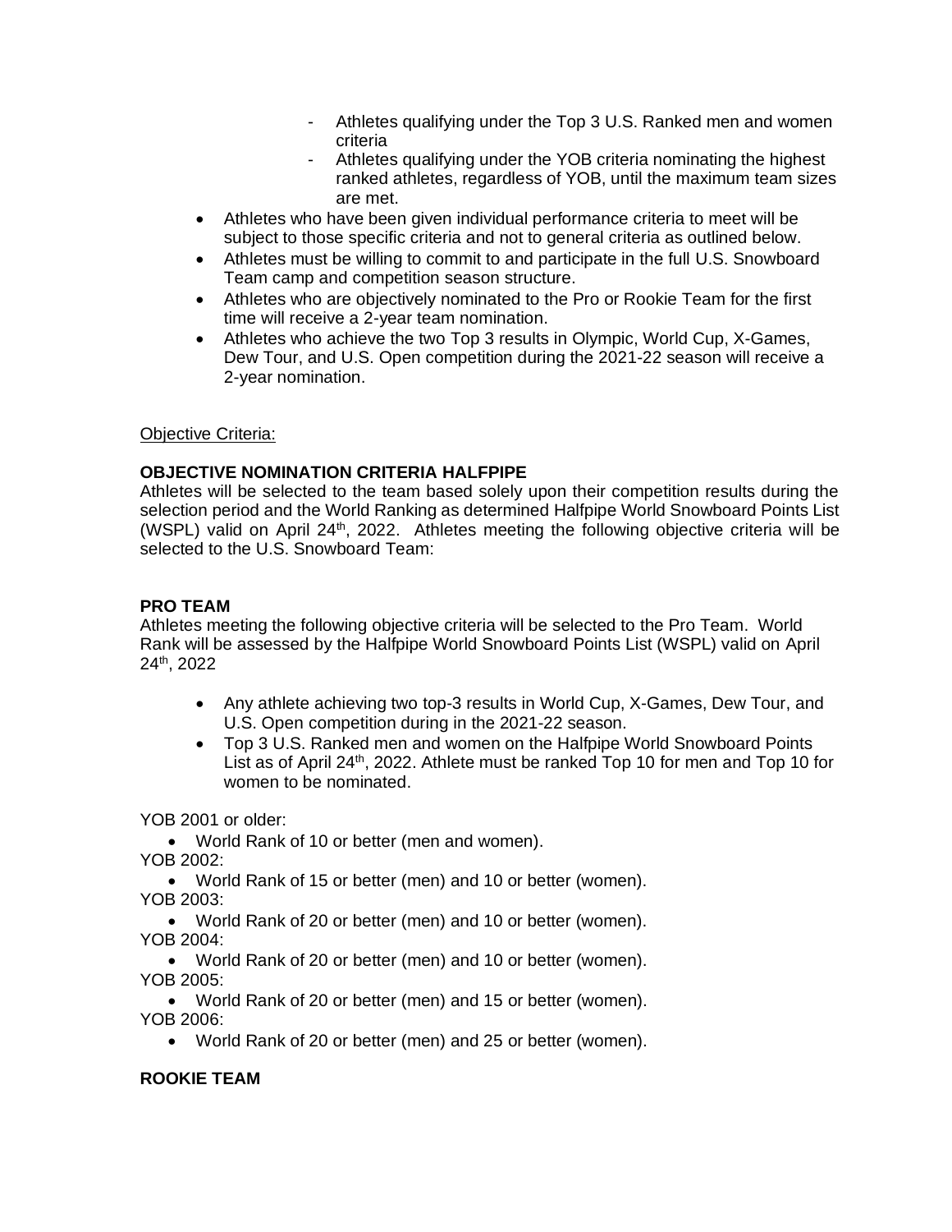- Athletes qualifying under the Top 3 U.S. Ranked men and women criteria
  - Athletes qualifying under the YOB criteria nominating the highest ranked athletes, regardless of YOB, until the maximum team sizes are met.
- Athletes who have been given individual performance criteria to meet will be subject to those specific criteria and not to general criteria as outlined below.
- Athletes must be willing to commit to and participate in the full U.S. Snowboard Team camp and competition season structure.
- Athletes who are objectively nominated to the Pro or Rookie Team for the first time will receive a 2-year team nomination.
- Athletes who achieve the two Top 3 results in Olympic, World Cup, X-Games, Dew Tour, and U.S. Open competition during the 2021-22 season will receive a 2-year nomination.

Objective Criteria:

**OBJECTIVE NOMINATION CRITERIA HALFPIPE**

Athletes will be selected to the team based solely upon their competition results during the selection period and the World Ranking as determined Halfpipe World Snowboard Points List (WSPL) valid on April 24th, 2022. Athletes meeting the following objective criteria will be selected to the U.S. Snowboard Team:

**PRO TEAM**

Athletes meeting the following objective criteria will be selected to the Pro Team. World Rank will be assessed by the Halfpipe World Snowboard Points List (WSPL) valid on April 24th, 2022

- Any athlete achieving two top-3 results in World Cup, X-Games, Dew Tour, and U.S. Open competition during in the 2021-22 season.
- Top 3 U.S. Ranked men and women on the Halfpipe World Snowboard Points List as of April 24th, 2022. Athlete must be ranked Top 10 for men and Top 10 for women to be nominated.

YOB 2001 or older:

- World Rank of 10 or better (men and women).

YOB 2002:

- World Rank of 15 or better (men) and 10 or better (women).

YOB 2003:

- World Rank of 20 or better (men) and 10 or better (women).

YOB 2004:

- World Rank of 20 or better (men) and 10 or better (women).

YOB 2005:

- World Rank of 20 or better (men) and 15 or better (women).

YOB 2006:

- World Rank of 20 or better (men) and 25 or better (women).

**ROOKIE TEAM**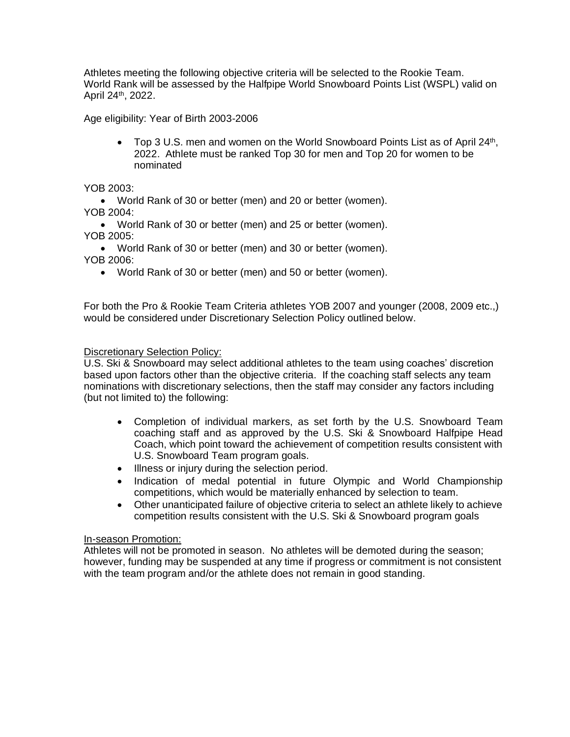Athletes meeting the following objective criteria will be selected to the Rookie Team. World Rank will be assessed by the Halfpipe World Snowboard Points List (WSPL) valid on April 24th, 2022.

Age eligibility: Year of Birth 2003-2006

- Top 3 U.S. men and women on the World Snowboard Points List as of April 24th, 2022. Athlete must be ranked Top 30 for men and Top 20 for women to be nominated

YOB 2003:

- World Rank of 30 or better (men) and 20 or better (women).

YOB 2004:

- World Rank of 30 or better (men) and 25 or better (women).

YOB 2005:

- World Rank of 30 or better (men) and 30 or better (women).

YOB 2006:

- World Rank of 30 or better (men) and 50 or better (women).

For both the Pro & Rookie Team Criteria athletes YOB 2007 and younger (2008, 2009 etc.,) would be considered under Discretionary Selection Policy outlined below.

<u>Discretionary Selection Policy:</u>

U.S. Ski & Snowboard may select additional athletes to the team using coaches' discretion based upon factors other than the objective criteria. If the coaching staff selects any team nominations with discretionary selections, then the staff may consider any factors including (but not limited to) the following:

- Completion of individual markers, as set forth by the U.S. Snowboard Team coaching staff and as approved by the U.S. Ski & Snowboard Halfpipe Head Coach, which point toward the achievement of competition results consistent with U.S. Snowboard Team program goals.
- Illness or injury during the selection period.
- Indication of medal potential in future Olympic and World Championship competitions, which would be materially enhanced by selection to team.
- Other unanticipated failure of objective criteria to select an athlete likely to achieve competition results consistent with the U.S. Ski & Snowboard program goals

<u>In-season Promotion:</u>

Athletes will not be promoted in season. No athletes will be demoted during the season; however, funding may be suspended at any time if progress or commitment is not consistent with the team program and/or the athlete does not remain in good standing.